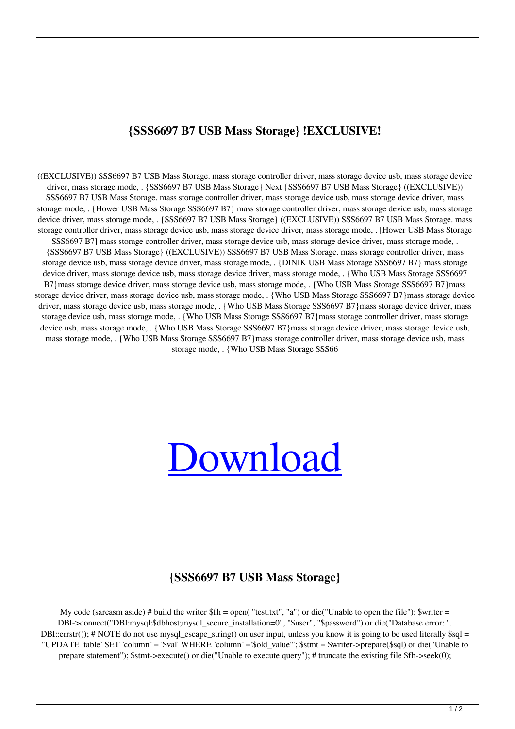# {SSS6697 B7 USB Mass Storage} !EXCLUSIVE!

((EXCLUSIVE)) SSS6697 B7 USB Mass Storage. mass storage controller driver, mass storage device usb, mass storage device driver, mass storage mode, . {SSS6697 B7 USB Mass Storage} Next {SSS6697 B7 USB Mass Storage} ((EXCLUSIVE)) SSS6697 B7 USB Mass Storage. mass storage controller driver, mass storage device usb, mass storage device driver, mass storage mode, . {Hower USB Mass Storage SSS6697 B7} mass storage controller driver, mass storage device usb, mass storage device driver, mass storage mode, . {SSS6697 B7 USB Mass Storage} ((EXCLUSIVE)) SSS6697 B7 USB Mass Storage. mass storage controller driver, mass storage device usb, mass storage device driver, mass storage mode, . [Hower USB Mass Storage SSS6697 B7] mass storage controller driver, mass storage device usb, mass storage device driver, mass storage mode, . {SSS6697 B7 USB Mass Storage} ((EXCLUSIVE)) SSS6697 B7 USB Mass Storage. mass storage controller driver, mass storage device usb, mass storage device driver, mass storage mode, . {DINIK USB Mass Storage SSS6697 B7} mass storage device driver, mass storage device usb, mass storage device driver, mass storage mode, . {Who USB Mass Storage SSS6697 B7}mass storage device driver, mass storage device usb, mass storage mode, . {Who USB Mass Storage SSS6697 B7}mass storage device driver, mass storage device usb, mass storage mode, . {Who USB Mass Storage SSS6697 B7}mass storage device driver, mass storage device usb, mass storage mode, . {Who USB Mass Storage SSS6697 B7}mass storage device driver, mass storage device usb, mass storage mode, . {Who USB Mass Storage SSS6697 B7}mass storage controller driver, mass storage device usb, mass storage mode, . {Who USB Mass Storage SSS6697 B7}mass storage device driver, mass storage device usb, mass storage mode, . {Who USB Mass Storage SSS6697 B7}mass storage controller driver, mass storage device usb, mass storage mode, . {Who USB Mass Storage SSS66

[Download]

## {SSS6697 B7 USB Mass Storage}

My code (sarcasm aside) # build the writer $fh = open( "test.txt", "a") or die("Unable to open the file"); $writer = DBI->connect("DBI:mysql:$dbhost;mysql_secure_installation=0", "$user", "$password") or die("Database error: ". DBI::errstr()); # NOTE do not use mysql_escape_string() on user input, unless you know it is going to be used literally $sql = "UPDATE `table` SET `column` = '$val' WHERE `column` ='$old_value'"; $stmt = $writer->prepare($sql) or die("Unable to prepare statement"); $stmt->execute() or die("Unable to execute query"); # truncate the existing file $fh->seek(0);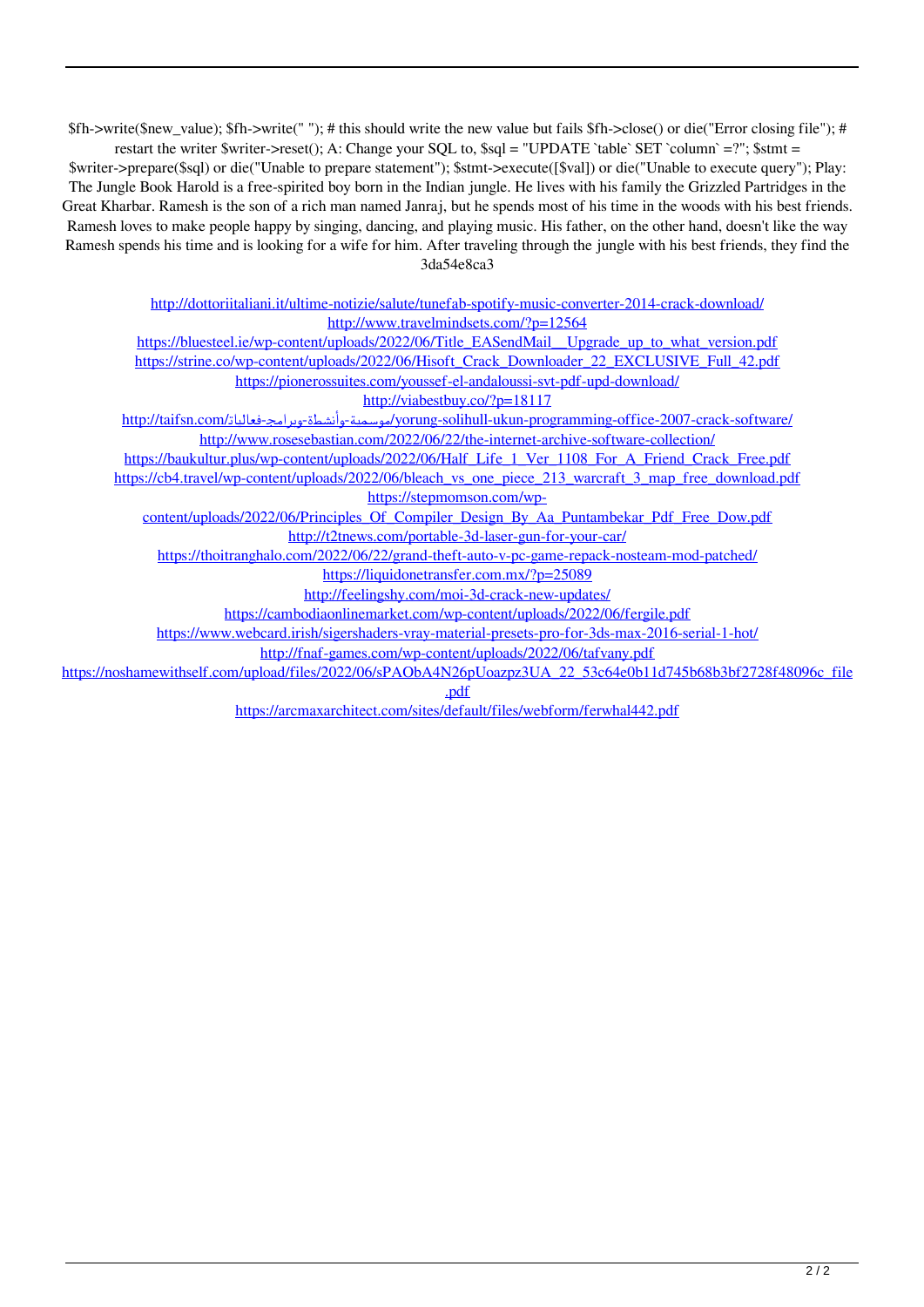$fh->write($new_value); $fh->write(" "); # this should write the new value but fails $fh->close() or die("Error closing file"); # restart the writer $writer->reset(); A: Change your SQL to, $sql = "UPDATE `table` SET `column` =?"; $stmt = $writer->prepare($sql) or die("Unable to prepare statement"); $stmt->execute([$val]) or die("Unable to execute query"); Play: The Jungle Book Harold is a free-spirited boy born in the Indian jungle. He lives with his family the Grizzled Partridges in the Great Kharbar. Ramesh is the son of a rich man named Janraj, but he spends most of his time in the woods with his best friends. Ramesh loves to make people happy by singing, dancing, and playing music. His father, on the other hand, doesn't like the way Ramesh spends his time and is looking for a wife for him. After traveling through the jungle with his best friends, they find the 3da54e8ca3

http://dottoriitaliani.it/ultime-notizie/salute/tunefab-spotify-music-converter-2014-crack-download/
http://www.travelmindsets.com/?p=12564
https://bluesteel.ie/wp-content/uploads/2022/06/Title_EASendMail__Upgrade_up_to_what_version.pdf
https://strine.co/wp-content/uploads/2022/06/Hisoft_Crack_Downloader_22_EXCLUSIVE_Full_42.pdf
https://pionerossuites.com/youssef-el-andaloussi-svt-pdf-upd-download/
http://viabestbuy.co/?p=18117
http://taifsn.com/موسمية-وأنشطة-وبرامج-فعاليات/yorung-solihull-ukun-programming-office-2007-crack-software/
http://www.rosesebastian.com/2022/06/22/the-internet-archive-software-collection/
https://baukultur.plus/wp-content/uploads/2022/06/Half_Life_1_Ver_1108_For_A_Friend_Crack_Free.pdf
https://cb4.travel/wp-content/uploads/2022/06/bleach_vs_one_piece_213_warcraft_3_map_free_download.pdf
https://stepmomson.com/wp-content/uploads/2022/06/Principles_Of_Compiler_Design_By_Aa_Puntambekar_Pdf_Free_Dow.pdf
http://t2tnews.com/portable-3d-laser-gun-for-your-car/
https://thoitranghalo.com/2022/06/22/grand-theft-auto-v-pc-game-repack-nosteam-mod-patched/
https://liquidonetransfer.com.mx/?p=25089
http://feelingshy.com/moi-3d-crack-new-updates/
https://cambodiaonlinemarket.com/wp-content/uploads/2022/06/fergile.pdf
https://www.webcard.irish/sigershaders-vray-material-presets-pro-for-3ds-max-2016-serial-1-hot/
http://fnaf-games.com/wp-content/uploads/2022/06/tafvany.pdf
https://noshamewithself.com/upload/files/2022/06/sPAObA4N26pUoazpz3UA_22_53c64e0b11d745b68b3bf2728f48096c_file.pdf
https://arcmaxarchitect.com/sites/default/files/webform/ferwhal442.pdf